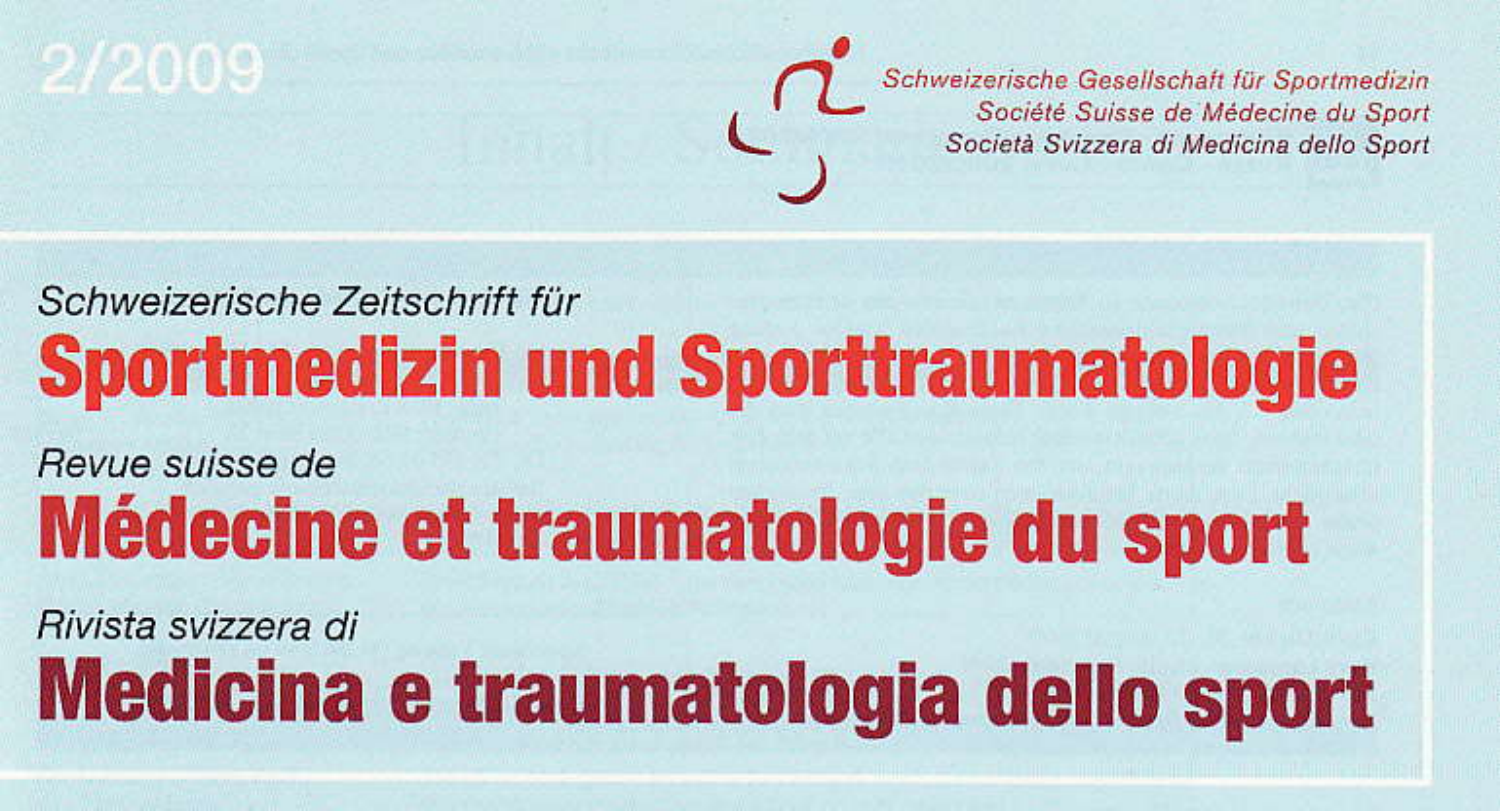2/2009

Schweizerische Gesellschaft für Sportmedizin
Société Suisse de Médecine du Sport
Società Svizzera di Medicina dello Sport

*Schweizerische Zeitschrift für*

# Sportmedizin und Sporttraumatologie

*Revue suisse de*

# Médecine et traumatologie du sport

*Rivista svizzera di*

# Medicina e traumatologia dello sport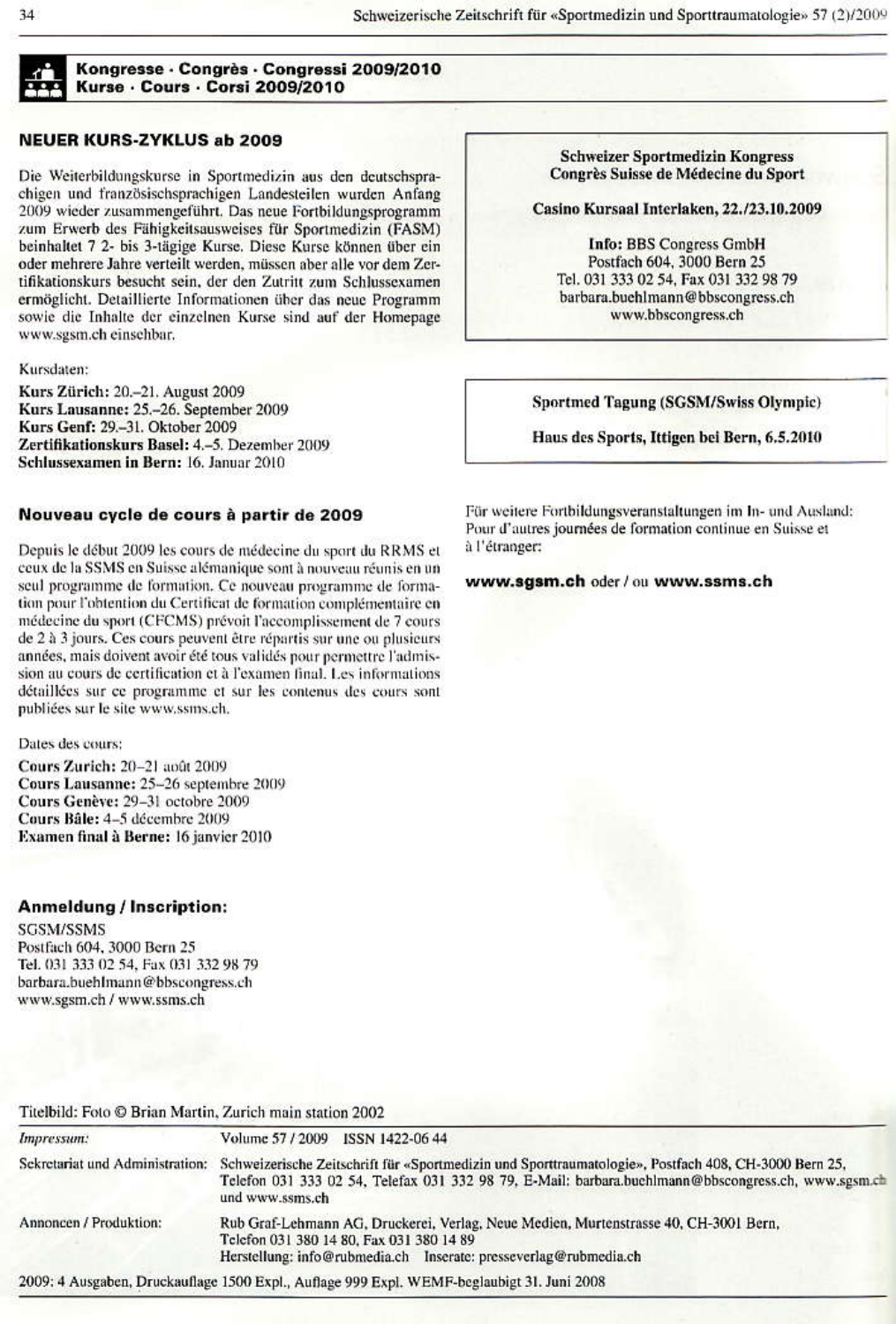## Kongresse · Congrès · Congressi 2009/2010
## Kurse · Cours · Corsi 2009/2010

### NEUER KURS-ZYKLUS ab 2009

Die Weiterbildungskurse in Sportmedizin aus den deutschsprachigen und französischsprachigen Landesteilen wurden Anfang 2009 wieder zusammengeführt. Das neue Fortbildungsprogramm zum Erwerb des Fähigkeitsausweises für Sportmedizin (FASM) beinhaltet 7 2- bis 3-tägige Kurse. Diese Kurse können über ein oder mehrere Jahre verteilt werden, müssen aber alle vor dem Zertifikationskurs besucht sein, der den Zutritt zum Schlussexamen ermöglicht. Detaillierte Informationen über das neue Programm sowie die Inhalte der einzelnen Kurse sind auf der Homepage www.sgsm.ch einsehbar.

Kursdaten:

**Kurs Zürich:** 20.–21. August 2009
**Kurs Lausanne:** 25.–26. September 2009
**Kurs Genf:** 29.–31. Oktober 2009
**Zertifikationskurs Basel:** 4.–5. Dezember 2009
**Schlussexamen in Bern:** 16. Januar 2010

### Nouveau cycle de cours à partir de 2009

Depuis le début 2009 les cours de médecine du sport du RRMS et ceux de la SSMS en Suisse alémanique sont à nouveau réunis en un seul programme de formation. Ce nouveau programme de formation pour l'obtention du Certificat de formation complémentaire en médecine du sport (CFCMS) prévoit l'accomplissement de 7 cours de 2 à 3 jours. Ces cours peuvent être répartis sur une ou plusieurs années, mais doivent avoir été tous validés pour permettre l'admission au cours de certification et à l'examen final. Les informations détaillées sur ce programme et sur les contenus des cours sont publiées sur le site www.ssms.ch.

Dates des cours:

**Cours Zurich:** 20–21 août 2009
**Cours Lausanne:** 25–26 septembre 2009
**Cours Genève:** 29–31 octobre 2009
**Cours Bâle:** 4–5 décembre 2009
**Examen final à Berne:** 16 janvier 2010

### Anmeldung / Inscription:

SGSM/SSMS
Postfach 604, 3000 Bern 25
Tel. 031 333 02 54, Fax 031 332 98 79
barbara.buehlmann@bbscongress.ch
www.sgsm.ch / www.ssms.ch

---

**Schweizer Sportmedizin Kongress**
**Congrès Suisse de Médecine du Sport**

**Casino Kursaal Interlaken, 22./23.10.2009**

**Info:** BBS Congress GmbH
Postfach 604, 3000 Bern 25
Tel. 031 333 02 54, Fax 031 332 98 79
barbara.buehlmann@bbscongress.ch
www.bbscongress.ch

---

**Sportmed Tagung (SGSM/Swiss Olympic)**

**Haus des Sports, Ittigen bei Bern, 6.5.2010**

---

Für weitere Fortbildungsveranstaltungen im In- und Ausland:
Pour d'autres journées de formation continue en Suisse et à l'étranger:

**www.sgsm.ch** oder / ou **www.ssms.ch**

---

Titelbild: Foto © Brian Martin, Zurich main station 2002

| | |
|---|---|
| *Impressum:* | Volume 57 / 2009 ISSN 1422-06 44 |
| Sekretariat und Administration: | Schweizerische Zeitschrift für «Sportmedizin und Sporttraumatologie», Postfach 408, CH-3000 Bern 25, Telefon 031 333 02 54, Telefax 031 332 98 79, E-Mail: barbara.buehlmann@bbscongress.ch, www.sgsm.ch und www.ssms.ch |
| Annoncen / Produktion: | Rub Graf-Lehmann AG, Druckerei, Verlag, Neue Medien, Murtenstrasse 40, CH-3001 Bern, Telefon 031 380 14 80, Fax 031 380 14 89 Herstellung: info@rubmedia.ch Inserate: presseverlag@rubmedia.ch |

2009: 4 Ausgaben, Druckauflage 1500 Expl., Auflage 999 Expl. WEMF-beglaubigt 31. Juni 2008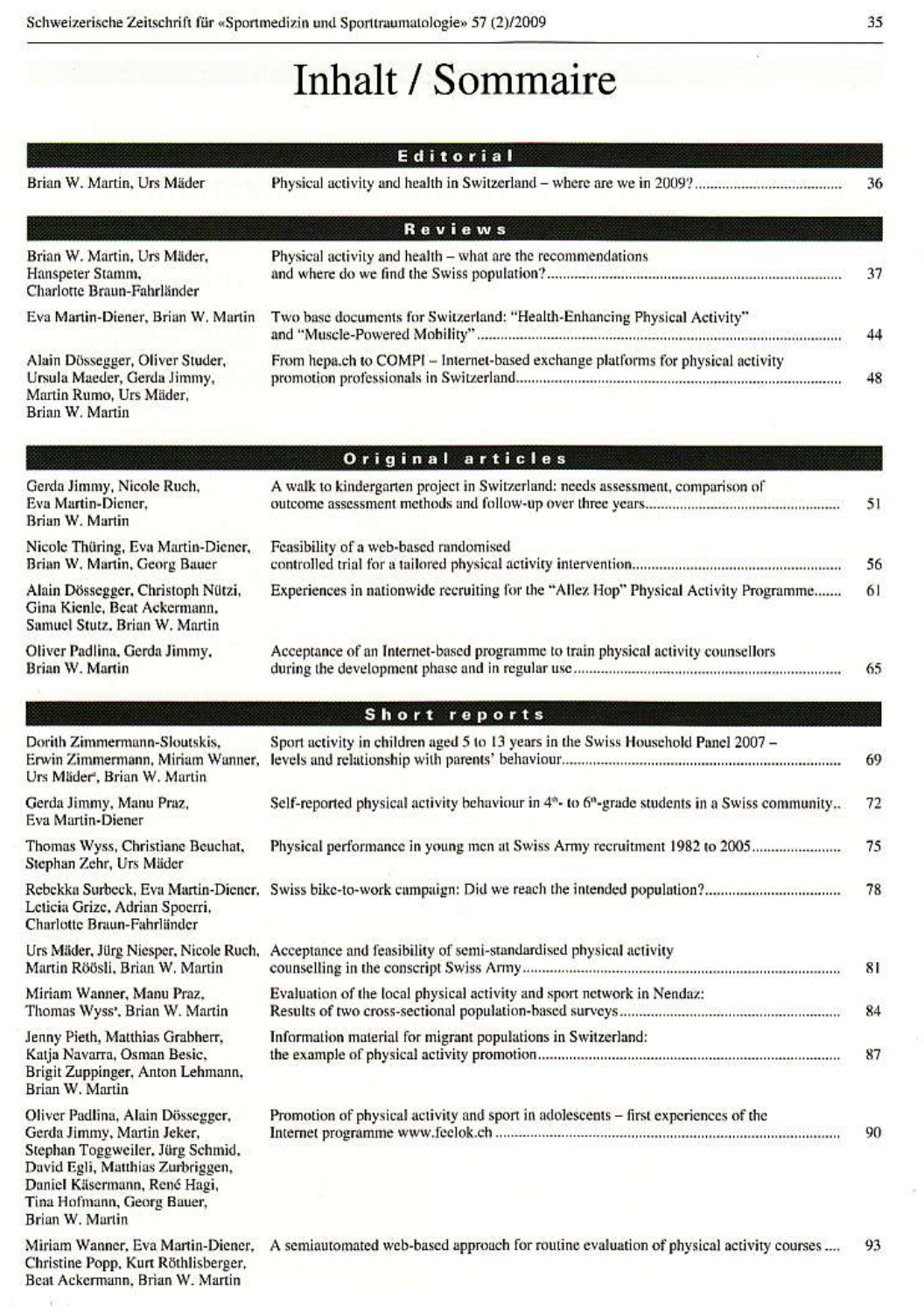# Inhalt / Sommaire

## Editorial

| | | |
|---|---|---|
| Brian W. Martin, Urs Mäder | Physical activity and health in Switzerland – where are we in 2009? | 36 |

## Reviews

| | | |
|---|---|---|
| Brian W. Martin, Urs Mäder, Hanspeter Stamm, Charlotte Braun-Fahrländer | Physical activity and health – what are the recommendations and where do we find the Swiss population? | 37 |
| Eva Martin-Diener, Brian W. Martin | Two base documents for Switzerland: "Health-Enhancing Physical Activity" and "Muscle-Powered Mobility" | 44 |
| Alain Dössegger, Oliver Studer, Ursula Maeder, Gerda Jimmy, Martin Rumo, Urs Mäder, Brian W. Martin | From hepa.ch to COMPI – Internet-based exchange platforms for physical activity promotion professionals in Switzerland | 48 |

## Original articles

| | | |
|---|---|---|
| Gerda Jimmy, Nicole Ruch, Eva Martin-Diener, Brian W. Martin | A walk to kindergarten project in Switzerland: needs assessment, comparison of outcome assessment methods and follow-up over three years | 51 |
| Nicole Thüring, Eva Martin-Diener, Brian W. Martin, Georg Bauer | Feasibility of a web-based randomised controlled trial for a tailored physical activity intervention | 56 |
| Alain Dössegger, Christoph Nützi, Gina Kienle, Beat Ackermann, Samuel Stutz, Brian W. Martin | Experiences in nationwide recruiting for the "Allez Hop" Physical Activity Programme | 61 |
| Oliver Padlina, Gerda Jimmy, Brian W. Martin | Acceptance of an Internet-based programme to train physical activity counsellors during the development phase and in regular use | 65 |

## Short reports

| | | |
|---|---|---|
| Dorith Zimmermann-Sloutskis, Erwin Zimmermann, Miriam Wanner, Urs Mäder*, Brian W. Martin | Sport activity in children aged 5 to 13 years in the Swiss Household Panel 2007 – levels and relationship with parents' behaviour | 69 |
| Gerda Jimmy, Manu Praz, Eva Martin-Diener | Self-reported physical activity behaviour in 4th- to 6th-grade students in a Swiss community | 72 |
| Thomas Wyss, Christiane Beuchat, Stephan Zehr, Urs Mäder | Physical performance in young men at Swiss Army recruitment 1982 to 2005 | 75 |
| Rebekka Surbeck, Eva Martin-Diener, Leticia Grize, Adrian Spoerri, Charlotte Braun-Fahrländer | Swiss bike-to-work campaign: Did we reach the intended population? | 78 |
| Urs Mäder, Jürg Niesper, Nicole Ruch, Martin Röösli, Brian W. Martin | Acceptance and feasibility of semi-standardised physical activity counselling in the conscript Swiss Army | 81 |
| Miriam Wanner, Manu Praz, Thomas Wyss*, Brian W. Martin | Evaluation of the local physical activity and sport network in Nendaz: Results of two cross-sectional population-based surveys | 84 |
| Jenny Pieth, Matthias Grabherr, Katja Navarra, Osman Besic, Brigit Zuppinger, Anton Lehmann, Brian W. Martin | Information material for migrant populations in Switzerland: the example of physical activity promotion | 87 |
| Oliver Padlina, Alain Dössegger, Gerda Jimmy, Martin Jeker, Stephan Toggweiler, Jürg Schmid, David Egli, Matthias Zurbriggen, Daniel Käsermann, René Hagi, Tina Hofmann, Georg Bauer, Brian W. Martin | Promotion of physical activity and sport in adolescents – first experiences of the Internet programme www.feelok.ch | 90 |
| Miriam Wanner, Eva Martin-Diener, Christine Popp, Kurt Röthlisberger, Beat Ackermann, Brian W. Martin | A semiautomated web-based approach for routine evaluation of physical activity courses | 93 |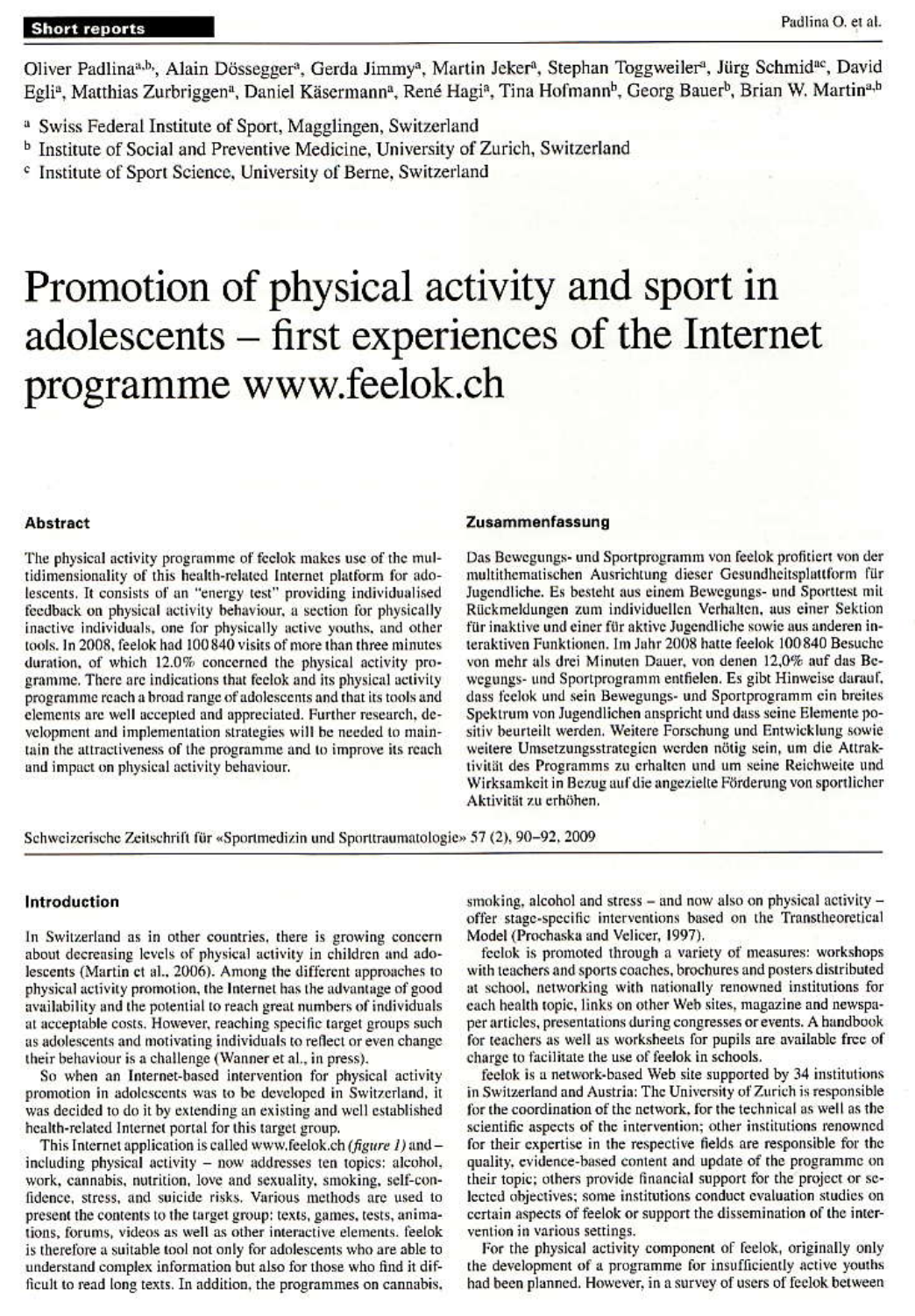Oliver Padlina[a,b], Alain Dössegger[a], Gerda Jimmy[a], Martin Jeker[a], Stephan Toggweiler[a], Jürg Schmid[ac], David Egli[a], Matthias Zurbriggen[a], Daniel Käsermann[a], René Hagi[a], Tina Hofmann[b], Georg Bauer[b], Brian W. Martin[a,b]

[a] Swiss Federal Institute of Sport, Magglingen, Switzerland
[b] Institute of Social and Preventive Medicine, University of Zurich, Switzerland
[c] Institute of Sport Science, University of Berne, Switzerland

# Promotion of physical activity and sport in adolescents – first experiences of the Internet programme www.feelok.ch

## Abstract

The physical activity programme of feelok makes use of the multidimensionality of this health-related Internet platform for adolescents. It consists of an "energy test" providing individualised feedback on physical activity behaviour, a section for physically inactive individuals, one for physically active youths, and other tools. In 2008, feelok had 100 840 visits of more than three minutes duration, of which 12.0% concerned the physical activity programme. There are indications that feelok and its physical activity programme reach a broad range of adolescents and that its tools and elements are well accepted and appreciated. Further research, development and implementation strategies will be needed to maintain the attractiveness of the programme and to improve its reach and impact on physical activity behaviour.

## Zusammenfassung

Das Bewegungs- und Sportprogramm von feelok profitiert von der multithematischen Ausrichtung dieser Gesundheitsplattform für Jugendliche. Es besteht aus einem Bewegungs- und Sporttest mit Rückmeldungen zum individuellen Verhalten, aus einer Sektion für inaktive und einer für aktive Jugendliche sowie aus anderen interaktiven Funktionen. Im Jahr 2008 hatte feelok 100 840 Besuche von mehr als drei Minuten Dauer, von denen 12,0% auf das Bewegungs- und Sportprogramm entfielen. Es gibt Hinweise darauf, dass feelok und sein Bewegungs- und Sportprogramm ein breites Spektrum von Jugendlichen anspricht und dass seine Elemente positiv beurteilt werden. Weitere Forschung und Entwicklung sowie weitere Umsetzungsstrategien werden nötig sein, um die Attraktivität des Programms zu erhalten und um seine Reichweite und Wirksamkeit in Bezug auf die angezielte Förderung von sportlicher Aktivität zu erhöhen.

Schweizerische Zeitschrift für «Sportmedizin und Sporttraumatologie» 57 (2), 90–92, 2009

## Introduction

In Switzerland as in other countries, there is growing concern about decreasing levels of physical activity in children and adolescents (Martin et al., 2006). Among the different approaches to physical activity promotion, the Internet has the advantage of good availability and the potential to reach great numbers of individuals at acceptable costs. However, reaching specific target groups such as adolescents and motivating individuals to reflect or even change their behaviour is a challenge (Wanner et al., in press).

So when an Internet-based intervention for physical activity promotion in adolescents was to be developed in Switzerland, it was decided to do it by extending an existing and well established health-related Internet portal for this target group.

This Internet application is called www.feelok.ch *(figure 1)* and – including physical activity – now addresses ten topics: alcohol, work, cannabis, nutrition, love and sexuality, smoking, self-confidence, stress, and suicide risks. Various methods are used to present the contents to the target group: texts, games, tests, animations, forums, videos as well as other interactive elements. feelok is therefore a suitable tool not only for adolescents who are able to understand complex information but also for those who find it difficult to read long texts. In addition, the programmes on cannabis, smoking, alcohol and stress – and now also on physical activity – offer stage-specific interventions based on the Transtheoretical Model (Prochaska and Velicer, 1997).

feelok is promoted through a variety of measures: workshops with teachers and sports coaches, brochures and posters distributed at school, networking with nationally renowned institutions for each health topic, links on other Web sites, magazine and newspaper articles, presentations during congresses or events. A handbook for teachers as well as worksheets for pupils are available free of charge to facilitate the use of feelok in schools.

feelok is a network-based Web site supported by 34 institutions in Switzerland and Austria: The University of Zurich is responsible for the coordination of the network, for the technical as well as the scientific aspects of the intervention; other institutions renowned for their expertise in the respective fields are responsible for the quality, evidence-based content and update of the programme on their topic; others provide financial support for the project or selected objectives; some institutions conduct evaluation studies on certain aspects of feelok or support the dissemination of the intervention in various settings.

For the physical activity component of feelok, originally only the development of a programme for insufficiently active youths had been planned. However, in a survey of users of feelok between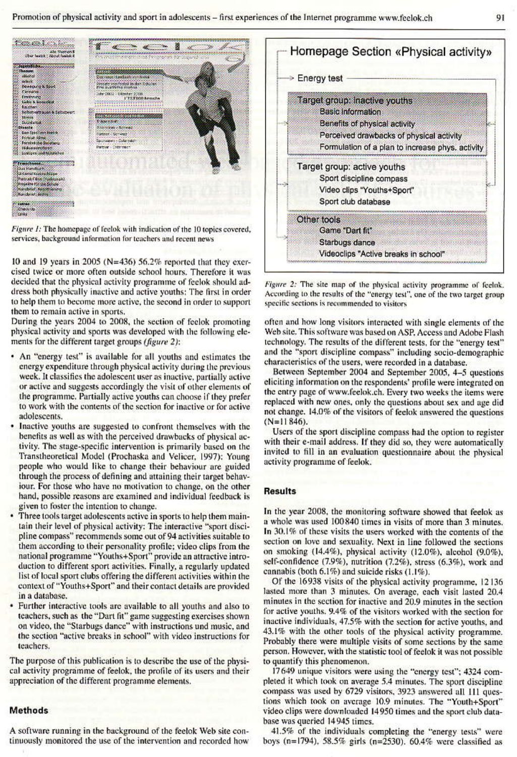*Figure 1:* The homepage of feelok with indication of the 10 topics covered, services, background information for teachers and recent news

10 and 19 years in 2005 (N=436) 56.2% reported that they exercised twice or more often outside school hours. Therefore it was decided that the physical activity programme of feelok should address both physically inactive and active youths: The first in order to help them to become more active, the second in order to support them to remain active in sports.

During the years 2004 to 2008, the section of feelok promoting physical activity and sports was developed with the following elements for the different target groups *(figure 2)*:

- An "energy test" is available for all youths and estimates the energy expenditure through physical activity during the previous week. It classifies the adolescent user as inactive, partially active or active and suggests accordingly the visit of other elements of the programme. Partially active youths can choose if they prefer to work with the contents of the section for inactive or for active adolescents.
- Inactive youths are suggested to confront themselves with the benefits as well as with the perceived drawbacks of physical activity. The stage-specific intervention is primarily based on the Transtheoretical Model (Prochaska and Velicer, 1997): Young people who would like to change their behaviour are guided through the process of defining and attaining their target behaviour. For those who have no motivation to change, on the other hand, possible reasons are examined and individual feedback is given to foster the intention to change.
- Three tools target adolescents active in sports to help them maintain their level of physical activity: The interactive "sport discipline compass" recommends some out of 94 activities suitable to them according to their personality profile; video clips from the national programme "Youths+Sport" provide an attractive introduction to different sport activities. Finally, a regularly updated list of local sport clubs offering the different activities within the context of "Youths+Sport" and their contact details are provided in a database.
- Further interactive tools are available to all youths and also to teachers, such as the "Dart fit" game suggesting exercises shown on video, the "Starbugs dance" with instructions und music, and the section "active breaks in school" with video instructions for teachers.

The purpose of this publication is to describe the use of the physical activity programme of feelok, the profile of its users and their appreciation of the different programme elements.

## Methods

A software running in the background of the feelok Web site continuously monitored the use of the intervention and recorded how often and how long visitors interacted with single elements of the Web site. This software was based on ASP, Access and Adobe Flash technology. The results of the different tests, for the "energy test" and the "sport discipline compass" including socio-demographic characteristics of the users, were recorded in a database.

Between September 2004 and September 2005, 4–5 questions eliciting information on the respondents' profile were integrated on the entry page of www.feelok.ch. Every two weeks the items were replaced with new ones, only the questions about sex and age did not change. 14.0% of the visitors of feelok answered the questions (N=11 846).

Users of the sport discipline compass had the option to register with their e-mail address. If they did so, they were automatically invited to fill in an evaluation questionnaire about the physical activity programme of feelok.

**Homepage Section «Physical activity»**

- Energy test
- Target group: inactive youths
  - Basic information
  - Benefits of physical activity
  - Perceived drawbacks of physical activity
  - Formulation of a plan to increase phys. activity
- Target group: active youths
  - Sport discipline compass
  - Video clips "Youths+Sport"
  - Sport club database
- Other tools
  - Game "Dart fit"
  - Starbugs dance
  - Videoclips "Active breaks in school"

*Figure 2:* The site map of the physical activity programme of feelok. According to the results of the "energy test", one of the two target group specific sections is recommended to visitors

## Results

In the year 2008, the monitoring software showed that feelok as a whole was used 100840 times in visits of more than 3 minutes. In 30.1% of these visits the users worked with the contents of the section on love and sexuality. Next in line followed the sections on smoking (14.4%), physical activity (12.0%), alcohol (9.0%), self-confidence (7.9%), nutrition (7.2%), stress (6.3%), work and cannabis (both 6.1%) and suicide risks (1.1%).

Of the 16938 visits of the physical activity programme, 12136 lasted more than 3 minutes. On average, each visit lasted 20.4 minutes in the section for inactive and 20.9 minutes in the section for active youths. 9.4% of the visitors worked with the section for inactive individuals, 47.5% with the section for active youths, and 43.1% with the other tools of the physical activity programme. Probably there were multiple visits of some sections by the same person. However, with the statistic tool of feelok it was not possible to quantify this phenomenon.

17649 unique visitors were using the "energy test"; 4324 completed it which took on average 5.4 minutes. The sport discipline compass was used by 6729 visitors, 3923 answered all 111 questions which took on average 10.9 minutes. The "Youth+Sport" video clips were downloaded 14950 times and the sport club database was queried 14945 times.

41.5% of the individuals completing the "energy tests" were boys (n=1794), 58.5% girls (n=2530). 60.4% were classified as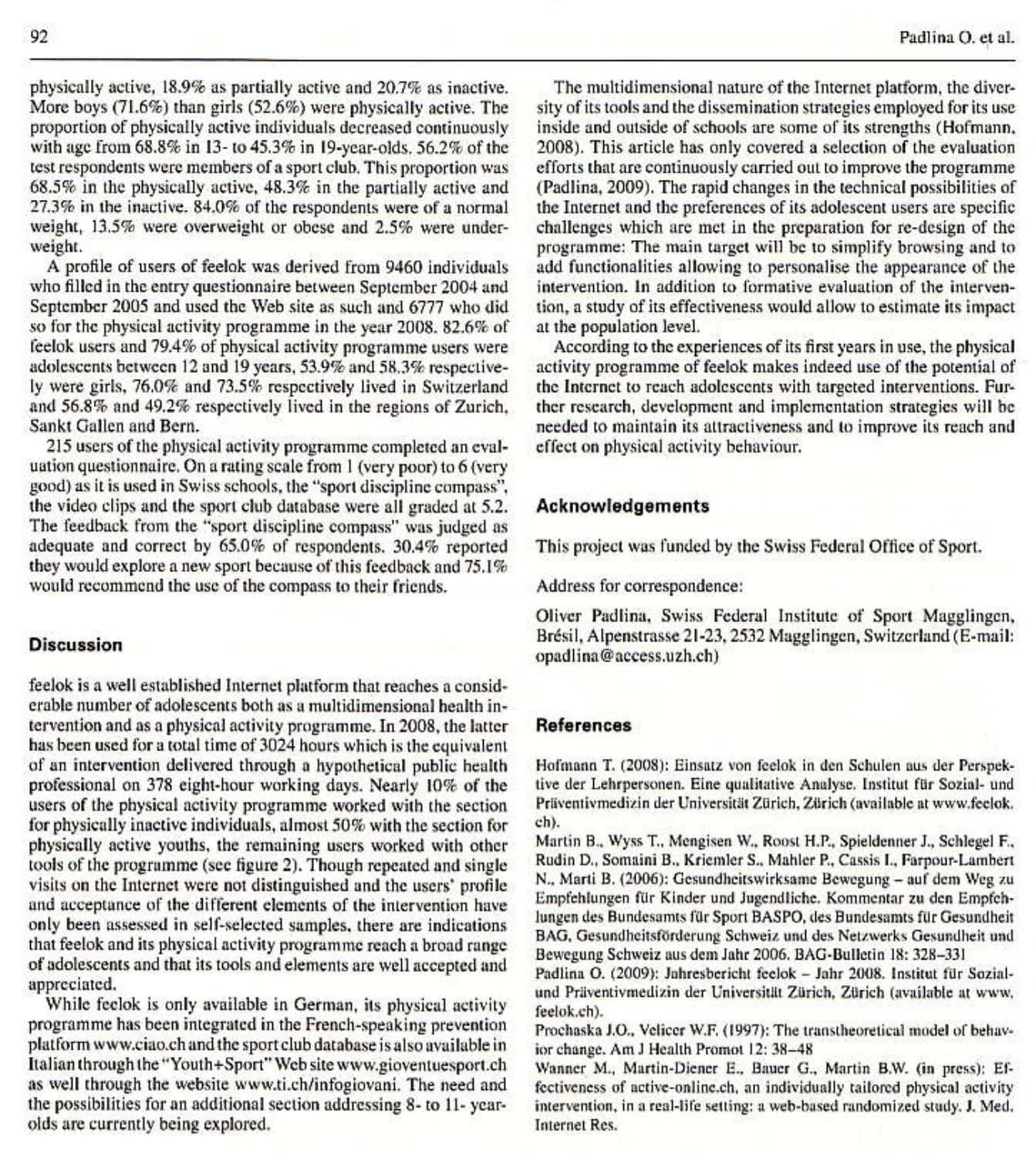physically active, 18.9% as partially active and 20.7% as inactive. More boys (71.6%) than girls (52.6%) were physically active. The proportion of physically active individuals decreased continuously with age from 68.8% in 13- to 45.3% in 19-year-olds. 56.2% of the test respondents were members of a sport club. This proportion was 68.5% in the physically active, 48.3% in the partially active and 27.3% in the inactive. 84.0% of the respondents were of a normal weight, 13.5% were overweight or obese and 2.5% were underweight.

A profile of users of feelok was derived from 9460 individuals who filled in the entry questionnaire between September 2004 and September 2005 and used the Web site as such and 6777 who did so for the physical activity programme in the year 2008. 82.6% of feelok users and 79.4% of physical activity programme users were adolescents between 12 and 19 years, 53.9% and 58.3% respectively were girls, 76.0% and 73.5% respectively lived in Switzerland and 56.8% and 49.2% respectively lived in the regions of Zurich, Sankt Gallen and Bern.

215 users of the physical activity programme completed an evaluation questionnaire. On a rating scale from 1 (very poor) to 6 (very good) as it is used in Swiss schools, the "sport discipline compass", the video clips and the sport club database were all graded at 5.2. The feedback from the "sport discipline compass" was judged as adequate and correct by 65.0% of respondents. 30.4% reported they would explore a new sport because of this feedback and 75.1% would recommend the use of the compass to their friends.

## Discussion

feelok is a well established Internet platform that reaches a considerable number of adolescents both as a multidimensional health intervention and as a physical activity programme. In 2008, the latter has been used for a total time of 3024 hours which is the equivalent of an intervention delivered through a hypothetical public health professional on 378 eight-hour working days. Nearly 10% of the users of the physical activity programme worked with the section for physically inactive individuals, almost 50% with the section for physically active youths, the remaining users worked with other tools of the programme (see figure 2). Though repeated and single visits on the Internet were not distinguished and the users' profile and acceptance of the different elements of the intervention have only been assessed in self-selected samples, there are indications that feelok and its physical activity programme reach a broad range of adolescents and that its tools and elements are well accepted and appreciated.

While feelok is only available in German, its physical activity programme has been integrated in the French-speaking prevention platform www.ciao.ch and the sport club database is also available in Italian through the "Youth+Sport" Web site www.gioventuesport.ch as well through the website www.ti.ch/infogiovani. The need and the possibilities for an additional section addressing 8- to 11- year-olds are currently being explored.

The multidimensional nature of the Internet platform, the diversity of its tools and the dissemination strategies employed for its use inside and outside of schools are some of its strengths (Hofmann, 2008). This article has only covered a selection of the evaluation efforts that are continuously carried out to improve the programme (Padlina, 2009). The rapid changes in the technical possibilities of the Internet and the preferences of its adolescent users are specific challenges which are met in the preparation for re-design of the programme: The main target will be to simplify browsing and to add functionalities allowing to personalise the appearance of the intervention. In addition to formative evaluation of the intervention, a study of its effectiveness would allow to estimate its impact at the population level.

According to the experiences of its first years in use, the physical activity programme of feelok makes indeed use of the potential of the Internet to reach adolescents with targeted interventions. Further research, development and implementation strategies will be needed to maintain its attractiveness and to improve its reach and effect on physical activity behaviour.

## Acknowledgements

This project was funded by the Swiss Federal Office of Sport.

Address for correspondence:

Oliver Padlina, Swiss Federal Institute of Sport Magglingen, Brésil, Alpenstrasse 21-23, 2532 Magglingen, Switzerland (E-mail: opadlina@access.uzh.ch)

## References

Hofmann T. (2008): Einsatz von feelok in den Schulen aus der Perspektive der Lehrpersonen. Eine qualitative Analyse. Institut für Sozial- und Präventivmedizin der Universität Zürich, Zürich (available at www.feelok.ch).

Martin B., Wyss T., Mengisen W., Roost H.P., Spieldenner J., Schlegel F., Rudin D., Somaini B., Kriemler S., Mahler P., Cassis I., Farpour-Lambert N., Marti B. (2006): Gesundheitswirksame Bewegung – auf dem Weg zu Empfehlungen für Kinder und Jugendliche. Kommentar zu den Empfehlungen des Bundesamts für Sport BASPO, des Bundesamts für Gesundheit BAG, Gesundheitsförderung Schweiz und des Netzwerks Gesundheit und Bewegung Schweiz aus dem Jahr 2006. BAG-Bulletin 18: 328–331

Padlina O. (2009): Jahresbericht feelok – Jahr 2008. Institut für Sozial- und Präventivmedizin der Universität Zürich, Zürich (available at www.feelok.ch).

Prochaska J.O., Velicer W.F. (1997): The transtheoretical model of behavior change. Am J Health Promot 12: 38–48

Wanner M., Martin-Diener E., Bauer G., Martin B.W. (in press): Effectiveness of active-online.ch, an individually tailored physical activity intervention, in a real-life setting: a web-based randomized study. J. Med. Internet Res.